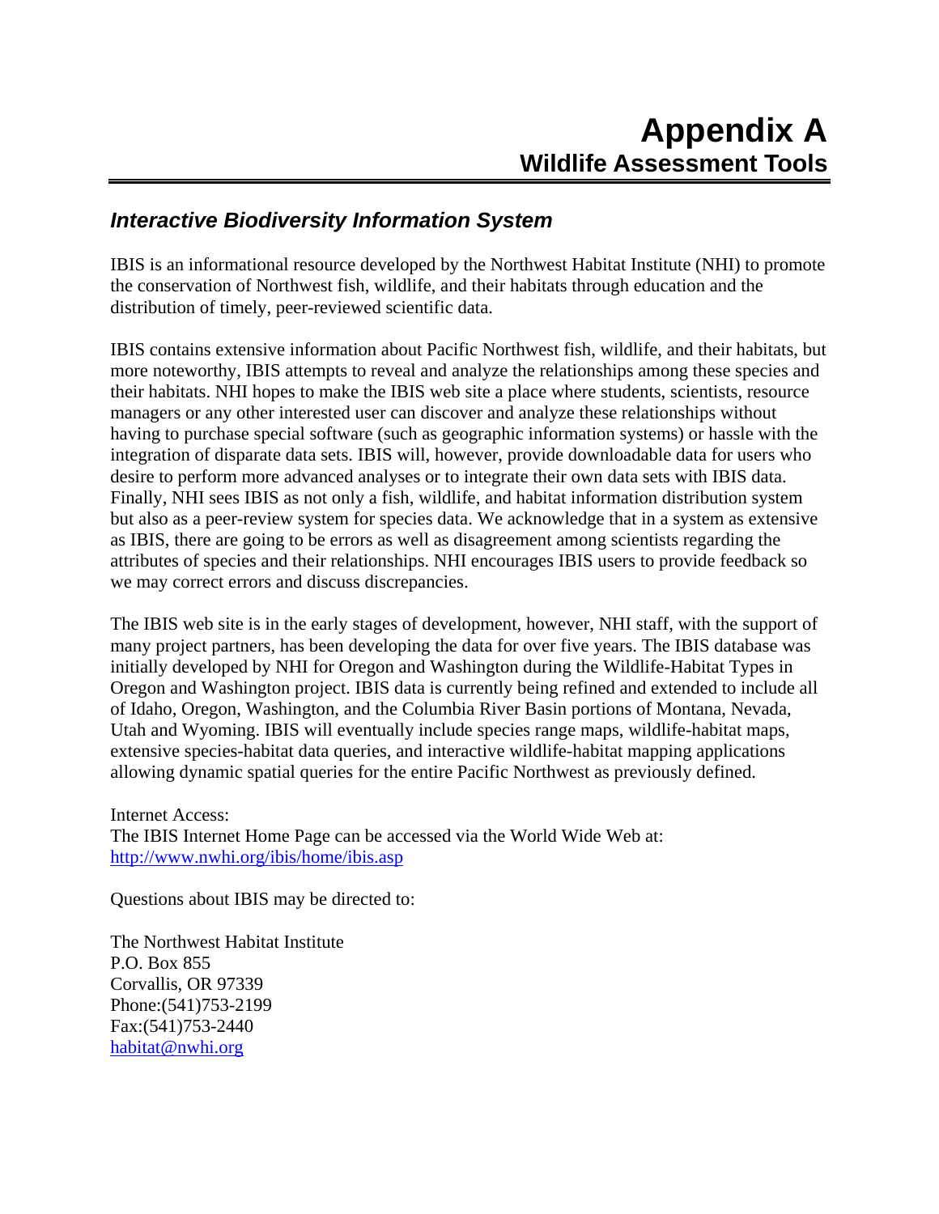# Appendix A
## Wildlife Assessment Tools

### *Interactive Biodiversity Information System*

IBIS is an informational resource developed by the Northwest Habitat Institute (NHI) to promote the conservation of Northwest fish, wildlife, and their habitats through education and the distribution of timely, peer-reviewed scientific data.

IBIS contains extensive information about Pacific Northwest fish, wildlife, and their habitats, but more noteworthy, IBIS attempts to reveal and analyze the relationships among these species and their habitats. NHI hopes to make the IBIS web site a place where students, scientists, resource managers or any other interested user can discover and analyze these relationships without having to purchase special software (such as geographic information systems) or hassle with the integration of disparate data sets. IBIS will, however, provide downloadable data for users who desire to perform more advanced analyses or to integrate their own data sets with IBIS data. Finally, NHI sees IBIS as not only a fish, wildlife, and habitat information distribution system but also as a peer-review system for species data. We acknowledge that in a system as extensive as IBIS, there are going to be errors as well as disagreement among scientists regarding the attributes of species and their relationships. NHI encourages IBIS users to provide feedback so we may correct errors and discuss discrepancies.

The IBIS web site is in the early stages of development, however, NHI staff, with the support of many project partners, has been developing the data for over five years. The IBIS database was initially developed by NHI for Oregon and Washington during the Wildlife-Habitat Types in Oregon and Washington project. IBIS data is currently being refined and extended to include all of Idaho, Oregon, Washington, and the Columbia River Basin portions of Montana, Nevada, Utah and Wyoming. IBIS will eventually include species range maps, wildlife-habitat maps, extensive species-habitat data queries, and interactive wildlife-habitat mapping applications allowing dynamic spatial queries for the entire Pacific Northwest as previously defined.

Internet Access:
The IBIS Internet Home Page can be accessed via the World Wide Web at:
[http://www.nwhi.org/ibis/home/ibis.asp](http://www.nwhi.org/ibis/home/ibis.asp)

Questions about IBIS may be directed to:

The Northwest Habitat Institute
P.O. Box 855
Corvallis, OR 97339
Phone:(541)753-2199
Fax:(541)753-2440
[habitat@nwhi.org](mailto:habitat@nwhi.org)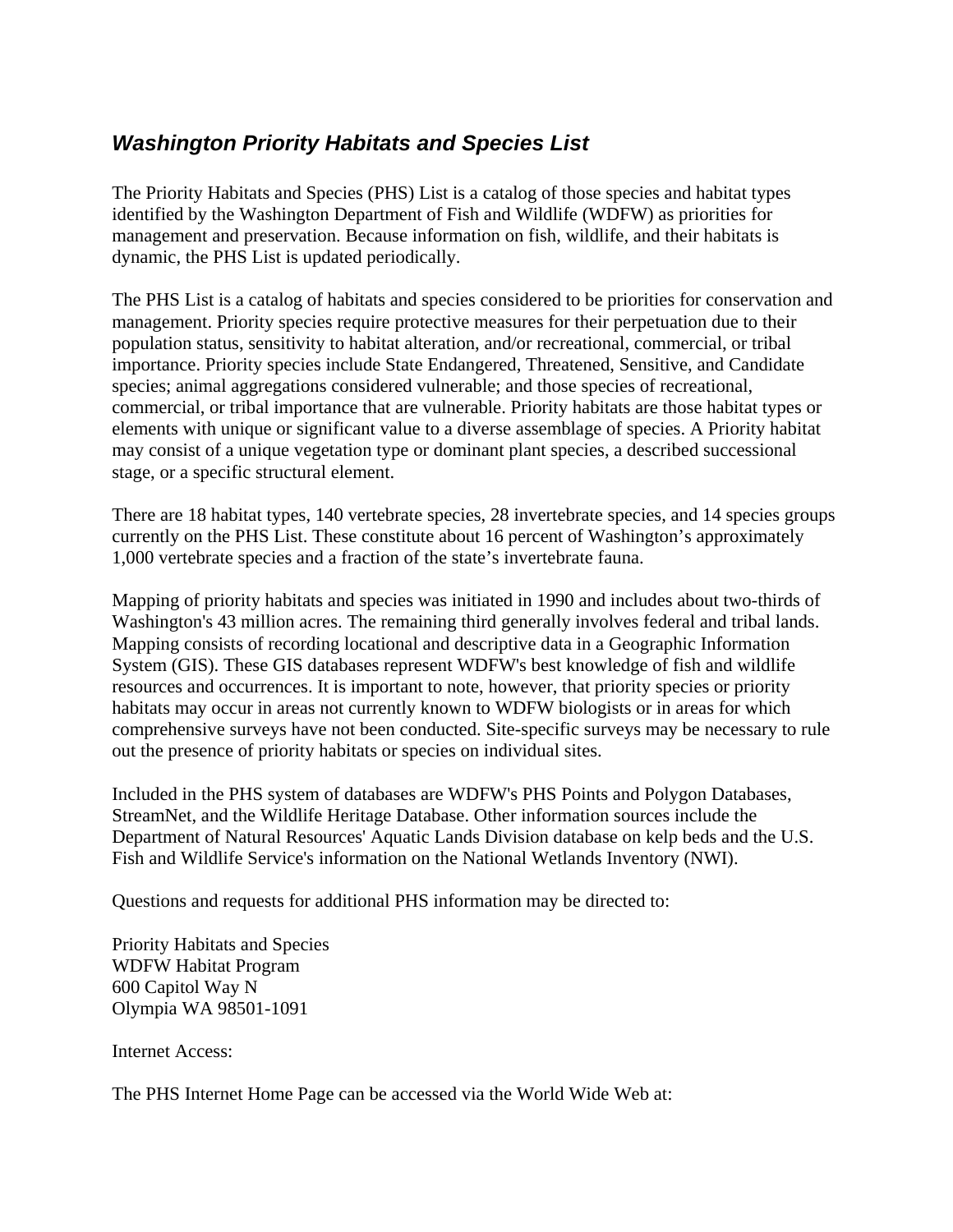## *Washington Priority Habitats and Species List*

The Priority Habitats and Species (PHS) List is a catalog of those species and habitat types identified by the Washington Department of Fish and Wildlife (WDFW) as priorities for management and preservation. Because information on fish, wildlife, and their habitats is dynamic, the PHS List is updated periodically.

The PHS List is a catalog of habitats and species considered to be priorities for conservation and management. Priority species require protective measures for their perpetuation due to their population status, sensitivity to habitat alteration, and/or recreational, commercial, or tribal importance. Priority species include State Endangered, Threatened, Sensitive, and Candidate species; animal aggregations considered vulnerable; and those species of recreational, commercial, or tribal importance that are vulnerable. Priority habitats are those habitat types or elements with unique or significant value to a diverse assemblage of species. A Priority habitat may consist of a unique vegetation type or dominant plant species, a described successional stage, or a specific structural element.

There are 18 habitat types, 140 vertebrate species, 28 invertebrate species, and 14 species groups currently on the PHS List. These constitute about 16 percent of Washington’s approximately 1,000 vertebrate species and a fraction of the state’s invertebrate fauna.

Mapping of priority habitats and species was initiated in 1990 and includes about two-thirds of Washington's 43 million acres. The remaining third generally involves federal and tribal lands. Mapping consists of recording locational and descriptive data in a Geographic Information System (GIS). These GIS databases represent WDFW's best knowledge of fish and wildlife resources and occurrences. It is important to note, however, that priority species or priority habitats may occur in areas not currently known to WDFW biologists or in areas for which comprehensive surveys have not been conducted. Site-specific surveys may be necessary to rule out the presence of priority habitats or species on individual sites.

Included in the PHS system of databases are WDFW's PHS Points and Polygon Databases, StreamNet, and the Wildlife Heritage Database. Other information sources include the Department of Natural Resources' Aquatic Lands Division database on kelp beds and the U.S. Fish and Wildlife Service's information on the National Wetlands Inventory (NWI).

Questions and requests for additional PHS information may be directed to:

Priority Habitats and Species
WDFW Habitat Program
600 Capitol Way N
Olympia WA 98501-1091

Internet Access:

The PHS Internet Home Page can be accessed via the World Wide Web at: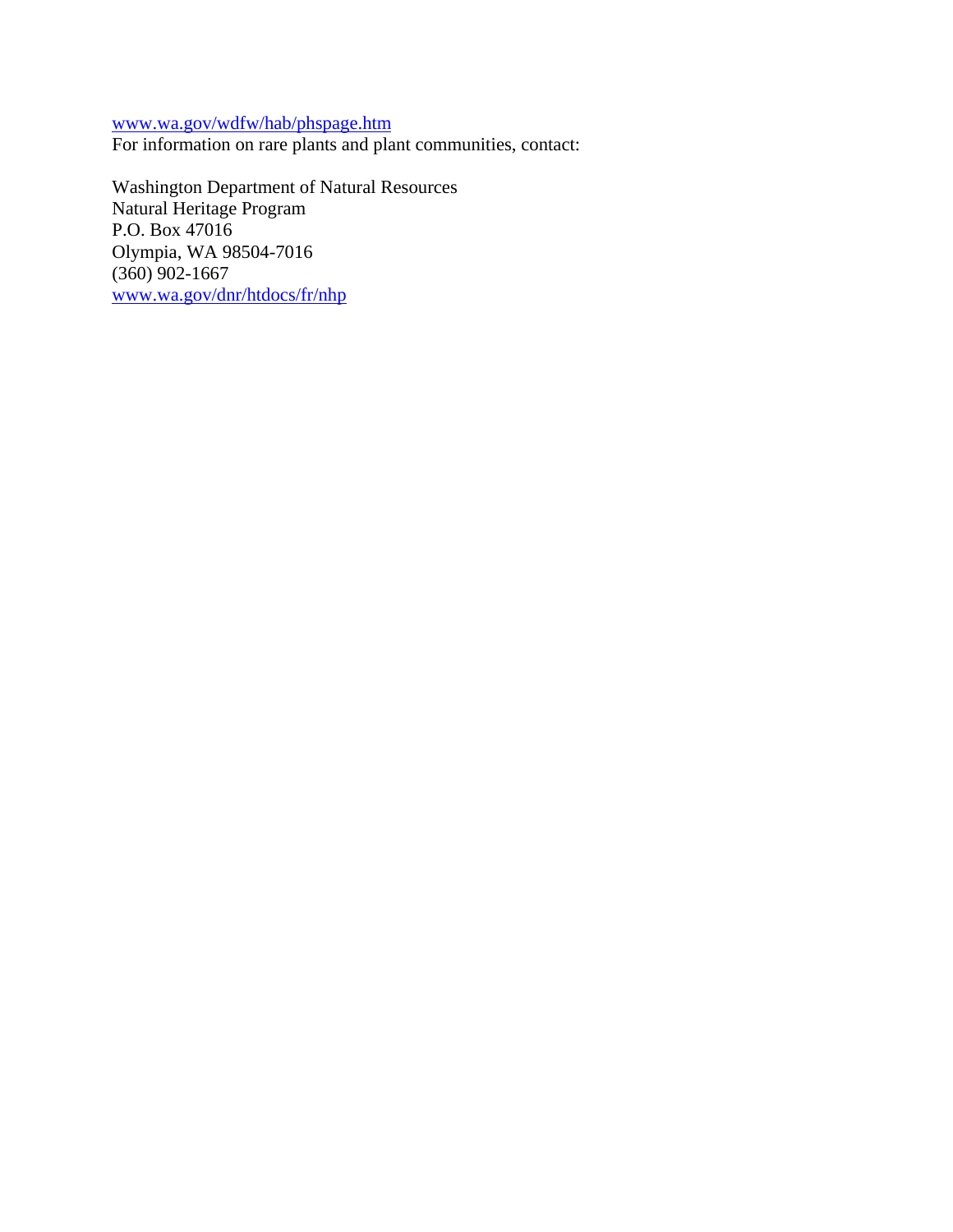www.wa.gov/wdfw/hab/phspage.htm
For information on rare plants and plant communities, contact:

Washington Department of Natural Resources
Natural Heritage Program
P.O. Box 47016
Olympia, WA 98504-7016
(360) 902-1667
www.wa.gov/dnr/htdocs/fr/nhp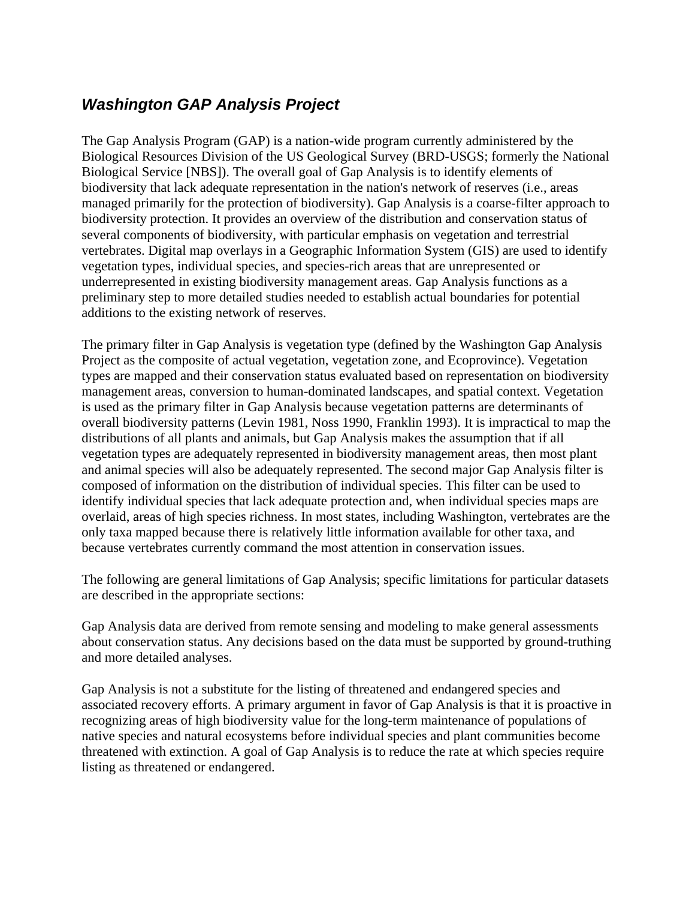## *Washington GAP Analysis Project*

The Gap Analysis Program (GAP) is a nation-wide program currently administered by the Biological Resources Division of the US Geological Survey (BRD-USGS; formerly the National Biological Service [NBS]). The overall goal of Gap Analysis is to identify elements of biodiversity that lack adequate representation in the nation's network of reserves (i.e., areas managed primarily for the protection of biodiversity). Gap Analysis is a coarse-filter approach to biodiversity protection. It provides an overview of the distribution and conservation status of several components of biodiversity, with particular emphasis on vegetation and terrestrial vertebrates. Digital map overlays in a Geographic Information System (GIS) are used to identify vegetation types, individual species, and species-rich areas that are unrepresented or underrepresented in existing biodiversity management areas. Gap Analysis functions as a preliminary step to more detailed studies needed to establish actual boundaries for potential additions to the existing network of reserves.

The primary filter in Gap Analysis is vegetation type (defined by the Washington Gap Analysis Project as the composite of actual vegetation, vegetation zone, and Ecoprovince). Vegetation types are mapped and their conservation status evaluated based on representation on biodiversity management areas, conversion to human-dominated landscapes, and spatial context. Vegetation is used as the primary filter in Gap Analysis because vegetation patterns are determinants of overall biodiversity patterns (Levin 1981, Noss 1990, Franklin 1993). It is impractical to map the distributions of all plants and animals, but Gap Analysis makes the assumption that if all vegetation types are adequately represented in biodiversity management areas, then most plant and animal species will also be adequately represented. The second major Gap Analysis filter is composed of information on the distribution of individual species. This filter can be used to identify individual species that lack adequate protection and, when individual species maps are overlaid, areas of high species richness. In most states, including Washington, vertebrates are the only taxa mapped because there is relatively little information available for other taxa, and because vertebrates currently command the most attention in conservation issues.

The following are general limitations of Gap Analysis; specific limitations for particular datasets are described in the appropriate sections:

Gap Analysis data are derived from remote sensing and modeling to make general assessments about conservation status. Any decisions based on the data must be supported by ground-truthing and more detailed analyses.

Gap Analysis is not a substitute for the listing of threatened and endangered species and associated recovery efforts. A primary argument in favor of Gap Analysis is that it is proactive in recognizing areas of high biodiversity value for the long-term maintenance of populations of native species and natural ecosystems before individual species and plant communities become threatened with extinction. A goal of Gap Analysis is to reduce the rate at which species require listing as threatened or endangered.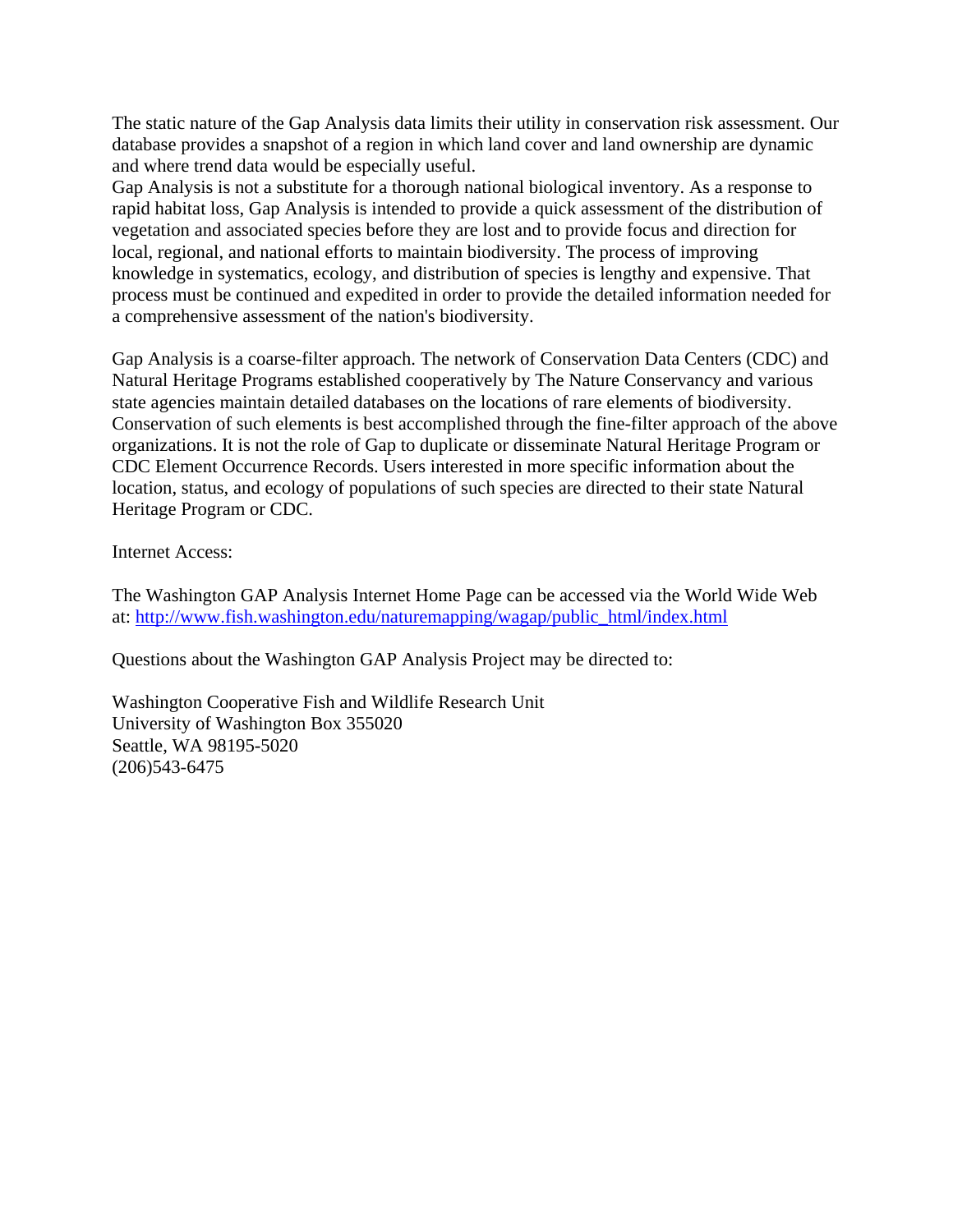The static nature of the Gap Analysis data limits their utility in conservation risk assessment. Our database provides a snapshot of a region in which land cover and land ownership are dynamic and where trend data would be especially useful.

Gap Analysis is not a substitute for a thorough national biological inventory. As a response to rapid habitat loss, Gap Analysis is intended to provide a quick assessment of the distribution of vegetation and associated species before they are lost and to provide focus and direction for local, regional, and national efforts to maintain biodiversity. The process of improving knowledge in systematics, ecology, and distribution of species is lengthy and expensive. That process must be continued and expedited in order to provide the detailed information needed for a comprehensive assessment of the nation's biodiversity.

Gap Analysis is a coarse-filter approach. The network of Conservation Data Centers (CDC) and Natural Heritage Programs established cooperatively by The Nature Conservancy and various state agencies maintain detailed databases on the locations of rare elements of biodiversity. Conservation of such elements is best accomplished through the fine-filter approach of the above organizations. It is not the role of Gap to duplicate or disseminate Natural Heritage Program or CDC Element Occurrence Records. Users interested in more specific information about the location, status, and ecology of populations of such species are directed to their state Natural Heritage Program or CDC.

Internet Access:

The Washington GAP Analysis Internet Home Page can be accessed via the World Wide Web at: [http://www.fish.washington.edu/naturemapping/wagap/public_html/index.html](http://www.fish.washington.edu/naturemapping/wagap/public_html/index.html)

Questions about the Washington GAP Analysis Project may be directed to:

Washington Cooperative Fish and Wildlife Research Unit
University of Washington Box 355020
Seattle, WA 98195-5020
(206)543-6475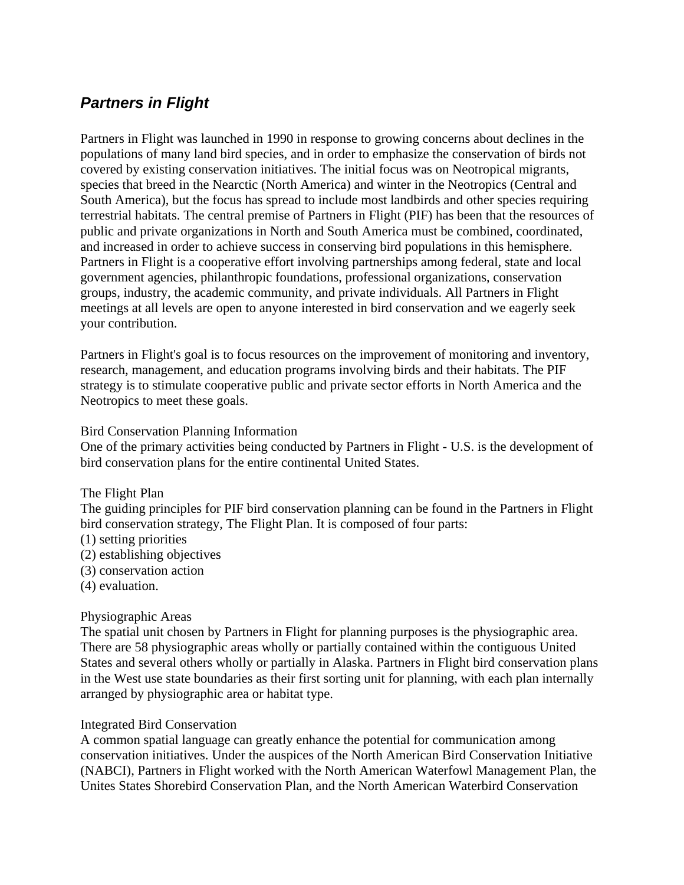## ***Partners in Flight***

Partners in Flight was launched in 1990 in response to growing concerns about declines in the populations of many land bird species, and in order to emphasize the conservation of birds not covered by existing conservation initiatives. The initial focus was on Neotropical migrants, species that breed in the Nearctic (North America) and winter in the Neotropics (Central and South America), but the focus has spread to include most landbirds and other species requiring terrestrial habitats. The central premise of Partners in Flight (PIF) has been that the resources of public and private organizations in North and South America must be combined, coordinated, and increased in order to achieve success in conserving bird populations in this hemisphere. Partners in Flight is a cooperative effort involving partnerships among federal, state and local government agencies, philanthropic foundations, professional organizations, conservation groups, industry, the academic community, and private individuals. All Partners in Flight meetings at all levels are open to anyone interested in bird conservation and we eagerly seek your contribution.

Partners in Flight's goal is to focus resources on the improvement of monitoring and inventory, research, management, and education programs involving birds and their habitats. The PIF strategy is to stimulate cooperative public and private sector efforts in North America and the Neotropics to meet these goals.

Bird Conservation Planning Information
One of the primary activities being conducted by Partners in Flight - U.S. is the development of bird conservation plans for the entire continental United States.

The Flight Plan
The guiding principles for PIF bird conservation planning can be found in the Partners in Flight bird conservation strategy, The Flight Plan. It is composed of four parts:
(1) setting priorities
(2) establishing objectives
(3) conservation action
(4) evaluation.

Physiographic Areas
The spatial unit chosen by Partners in Flight for planning purposes is the physiographic area. There are 58 physiographic areas wholly or partially contained within the contiguous United States and several others wholly or partially in Alaska. Partners in Flight bird conservation plans in the West use state boundaries as their first sorting unit for planning, with each plan internally arranged by physiographic area or habitat type.

Integrated Bird Conservation
A common spatial language can greatly enhance the potential for communication among conservation initiatives. Under the auspices of the North American Bird Conservation Initiative (NABCI), Partners in Flight worked with the North American Waterfowl Management Plan, the Unites States Shorebird Conservation Plan, and the North American Waterbird Conservation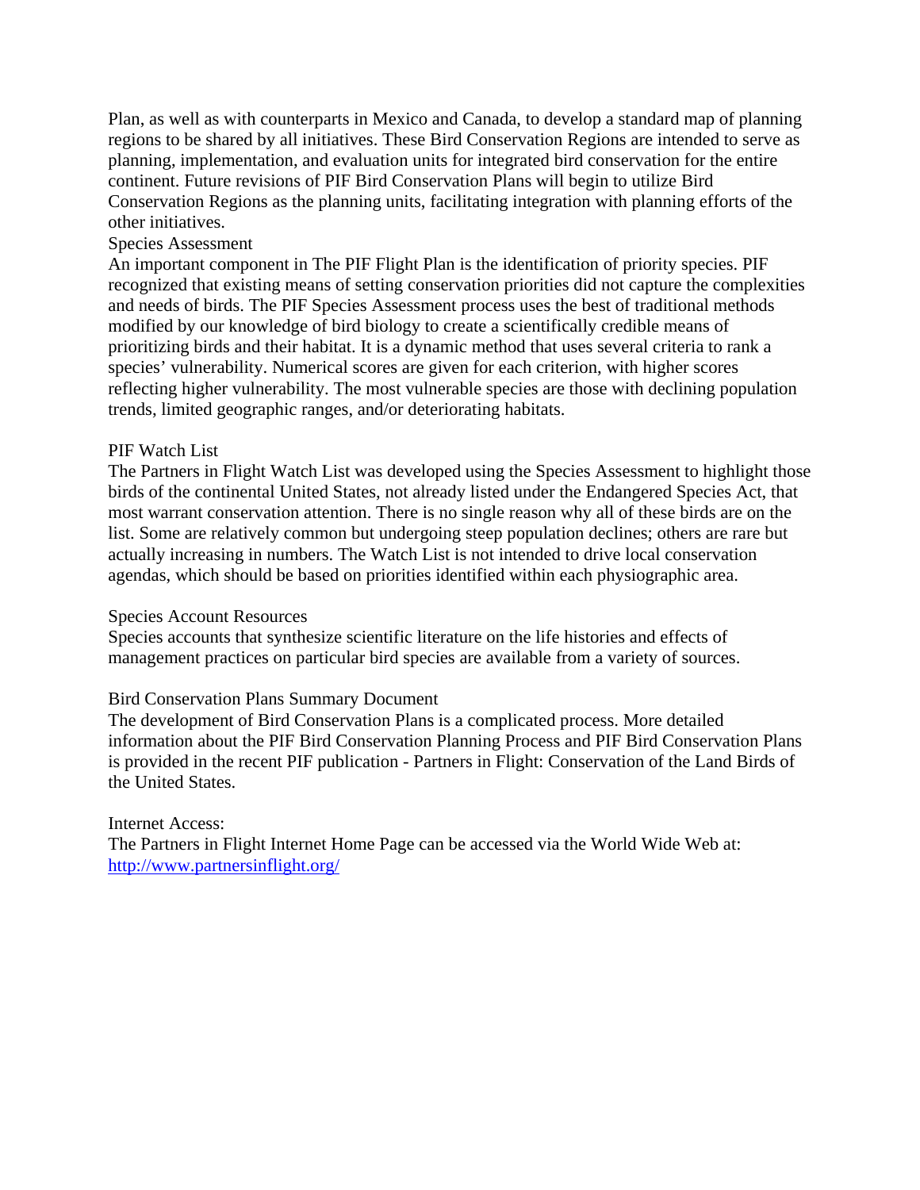Plan, as well as with counterparts in Mexico and Canada, to develop a standard map of planning regions to be shared by all initiatives. These Bird Conservation Regions are intended to serve as planning, implementation, and evaluation units for integrated bird conservation for the entire continent. Future revisions of PIF Bird Conservation Plans will begin to utilize Bird Conservation Regions as the planning units, facilitating integration with planning efforts of the other initiatives.

## Species Assessment

An important component in The PIF Flight Plan is the identification of priority species. PIF recognized that existing means of setting conservation priorities did not capture the complexities and needs of birds. The PIF Species Assessment process uses the best of traditional methods modified by our knowledge of bird biology to create a scientifically credible means of prioritizing birds and their habitat. It is a dynamic method that uses several criteria to rank a species' vulnerability. Numerical scores are given for each criterion, with higher scores reflecting higher vulnerability. The most vulnerable species are those with declining population trends, limited geographic ranges, and/or deteriorating habitats.

## PIF Watch List

The Partners in Flight Watch List was developed using the Species Assessment to highlight those birds of the continental United States, not already listed under the Endangered Species Act, that most warrant conservation attention. There is no single reason why all of these birds are on the list. Some are relatively common but undergoing steep population declines; others are rare but actually increasing in numbers. The Watch List is not intended to drive local conservation agendas, which should be based on priorities identified within each physiographic area.

## Species Account Resources

Species accounts that synthesize scientific literature on the life histories and effects of management practices on particular bird species are available from a variety of sources.

## Bird Conservation Plans Summary Document

The development of Bird Conservation Plans is a complicated process. More detailed information about the PIF Bird Conservation Planning Process and PIF Bird Conservation Plans is provided in the recent PIF publication - Partners in Flight: Conservation of the Land Birds of the United States.

## Internet Access:

The Partners in Flight Internet Home Page can be accessed via the World Wide Web at: http://www.partnersinflight.org/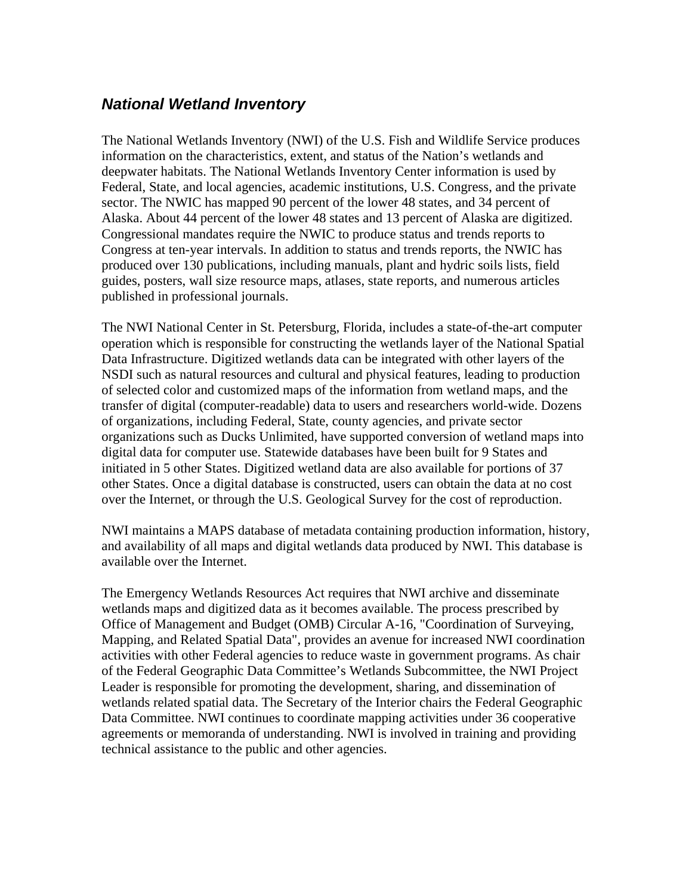## *National Wetland Inventory*

The National Wetlands Inventory (NWI) of the U.S. Fish and Wildlife Service produces information on the characteristics, extent, and status of the Nation's wetlands and deepwater habitats. The National Wetlands Inventory Center information is used by Federal, State, and local agencies, academic institutions, U.S. Congress, and the private sector. The NWIC has mapped 90 percent of the lower 48 states, and 34 percent of Alaska. About 44 percent of the lower 48 states and 13 percent of Alaska are digitized. Congressional mandates require the NWIC to produce status and trends reports to Congress at ten-year intervals. In addition to status and trends reports, the NWIC has produced over 130 publications, including manuals, plant and hydric soils lists, field guides, posters, wall size resource maps, atlases, state reports, and numerous articles published in professional journals.

The NWI National Center in St. Petersburg, Florida, includes a state-of-the-art computer operation which is responsible for constructing the wetlands layer of the National Spatial Data Infrastructure. Digitized wetlands data can be integrated with other layers of the NSDI such as natural resources and cultural and physical features, leading to production of selected color and customized maps of the information from wetland maps, and the transfer of digital (computer-readable) data to users and researchers world-wide. Dozens of organizations, including Federal, State, county agencies, and private sector organizations such as Ducks Unlimited, have supported conversion of wetland maps into digital data for computer use. Statewide databases have been built for 9 States and initiated in 5 other States. Digitized wetland data are also available for portions of 37 other States. Once a digital database is constructed, users can obtain the data at no cost over the Internet, or through the U.S. Geological Survey for the cost of reproduction.

NWI maintains a MAPS database of metadata containing production information, history, and availability of all maps and digital wetlands data produced by NWI. This database is available over the Internet.

The Emergency Wetlands Resources Act requires that NWI archive and disseminate wetlands maps and digitized data as it becomes available. The process prescribed by Office of Management and Budget (OMB) Circular A-16, "Coordination of Surveying, Mapping, and Related Spatial Data", provides an avenue for increased NWI coordination activities with other Federal agencies to reduce waste in government programs. As chair of the Federal Geographic Data Committee's Wetlands Subcommittee, the NWI Project Leader is responsible for promoting the development, sharing, and dissemination of wetlands related spatial data. The Secretary of the Interior chairs the Federal Geographic Data Committee. NWI continues to coordinate mapping activities under 36 cooperative agreements or memoranda of understanding. NWI is involved in training and providing technical assistance to the public and other agencies.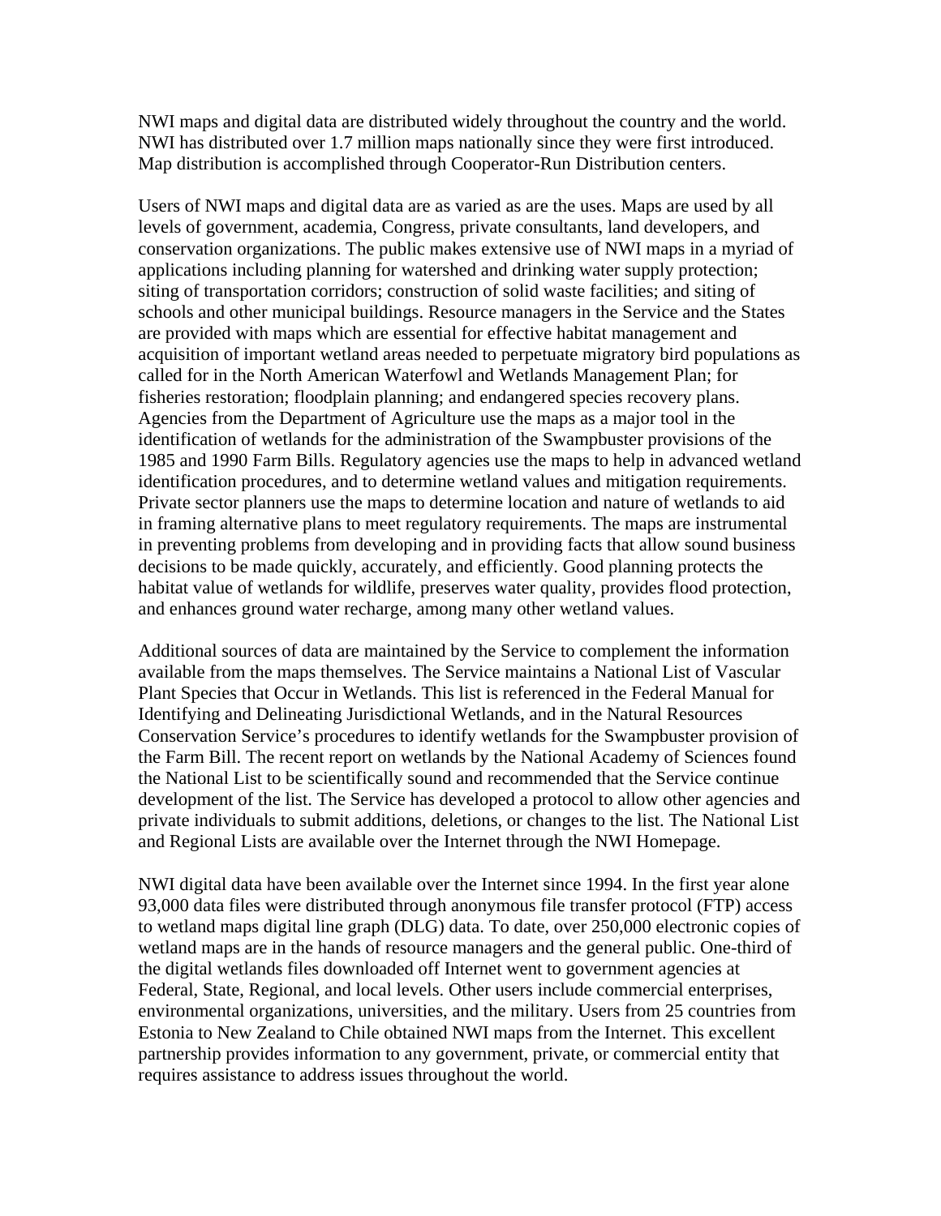NWI maps and digital data are distributed widely throughout the country and the world. NWI has distributed over 1.7 million maps nationally since they were first introduced. Map distribution is accomplished through Cooperator-Run Distribution centers.

Users of NWI maps and digital data are as varied as are the uses. Maps are used by all levels of government, academia, Congress, private consultants, land developers, and conservation organizations. The public makes extensive use of NWI maps in a myriad of applications including planning for watershed and drinking water supply protection; siting of transportation corridors; construction of solid waste facilities; and siting of schools and other municipal buildings. Resource managers in the Service and the States are provided with maps which are essential for effective habitat management and acquisition of important wetland areas needed to perpetuate migratory bird populations as called for in the North American Waterfowl and Wetlands Management Plan; for fisheries restoration; floodplain planning; and endangered species recovery plans. Agencies from the Department of Agriculture use the maps as a major tool in the identification of wetlands for the administration of the Swampbuster provisions of the 1985 and 1990 Farm Bills. Regulatory agencies use the maps to help in advanced wetland identification procedures, and to determine wetland values and mitigation requirements. Private sector planners use the maps to determine location and nature of wetlands to aid in framing alternative plans to meet regulatory requirements. The maps are instrumental in preventing problems from developing and in providing facts that allow sound business decisions to be made quickly, accurately, and efficiently. Good planning protects the habitat value of wetlands for wildlife, preserves water quality, provides flood protection, and enhances ground water recharge, among many other wetland values.

Additional sources of data are maintained by the Service to complement the information available from the maps themselves. The Service maintains a National List of Vascular Plant Species that Occur in Wetlands. This list is referenced in the Federal Manual for Identifying and Delineating Jurisdictional Wetlands, and in the Natural Resources Conservation Service's procedures to identify wetlands for the Swampbuster provision of the Farm Bill. The recent report on wetlands by the National Academy of Sciences found the National List to be scientifically sound and recommended that the Service continue development of the list. The Service has developed a protocol to allow other agencies and private individuals to submit additions, deletions, or changes to the list. The National List and Regional Lists are available over the Internet through the NWI Homepage.

NWI digital data have been available over the Internet since 1994. In the first year alone 93,000 data files were distributed through anonymous file transfer protocol (FTP) access to wetland maps digital line graph (DLG) data. To date, over 250,000 electronic copies of wetland maps are in the hands of resource managers and the general public. One-third of the digital wetlands files downloaded off Internet went to government agencies at Federal, State, Regional, and local levels. Other users include commercial enterprises, environmental organizations, universities, and the military. Users from 25 countries from Estonia to New Zealand to Chile obtained NWI maps from the Internet. This excellent partnership provides information to any government, private, or commercial entity that requires assistance to address issues throughout the world.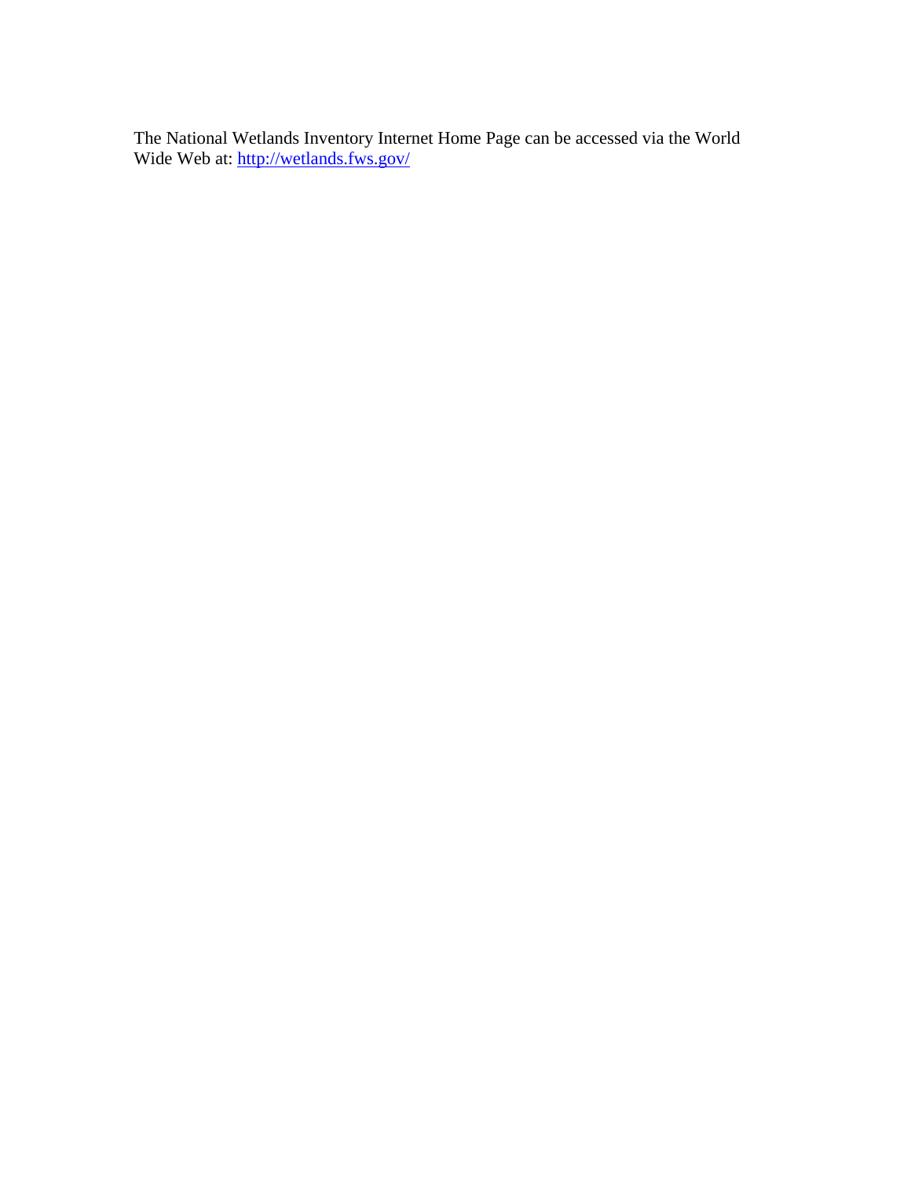The National Wetlands Inventory Internet Home Page can be accessed via the World Wide Web at: http://wetlands.fws.gov/